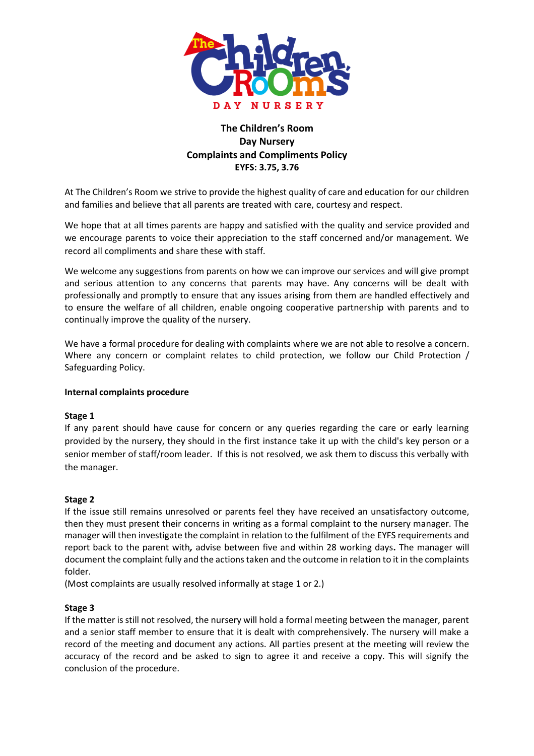# The Children's Room
# Day Nursery
# Complaints and Compliments Policy
**EYFS: 3.75, 3.76**

At The Children's Room we strive to provide the highest quality of care and education for our children and families and believe that all parents are treated with care, courtesy and respect.

We hope that at all times parents are happy and satisfied with the quality and service provided and we encourage parents to voice their appreciation to the staff concerned and/or management. We record all compliments and share these with staff.

We welcome any suggestions from parents on how we can improve our services and will give prompt and serious attention to any concerns that parents may have. Any concerns will be dealt with professionally and promptly to ensure that any issues arising from them are handled effectively and to ensure the welfare of all children, enable ongoing cooperative partnership with parents and to continually improve the quality of the nursery.

We have a formal procedure for dealing with complaints where we are not able to resolve a concern. Where any concern or complaint relates to child protection, we follow our Child Protection / Safeguarding Policy.

## Internal complaints procedure

### Stage 1

If any parent should have cause for concern or any queries regarding the care or early learning provided by the nursery, they should in the first instance take it up with the child's key person or a senior member of staff/room leader. If this is not resolved, we ask them to discuss this verbally with the manager.

### Stage 2

If the issue still remains unresolved or parents feel they have received an unsatisfactory outcome, then they must present their concerns in writing as a formal complaint to the nursery manager. The manager will then investigate the complaint in relation to the fulfilment of the EYFS requirements and report back to the parent with**,** advise between five and within 28 working days**.** The manager will document the complaint fully and the actions taken and the outcome in relation to it in the complaints folder.

(Most complaints are usually resolved informally at stage 1 or 2.)

### Stage 3

If the matter is still not resolved, the nursery will hold a formal meeting between the manager, parent and a senior staff member to ensure that it is dealt with comprehensively. The nursery will make a record of the meeting and document any actions. All parties present at the meeting will review the accuracy of the record and be asked to sign to agree it and receive a copy. This will signify the conclusion of the procedure.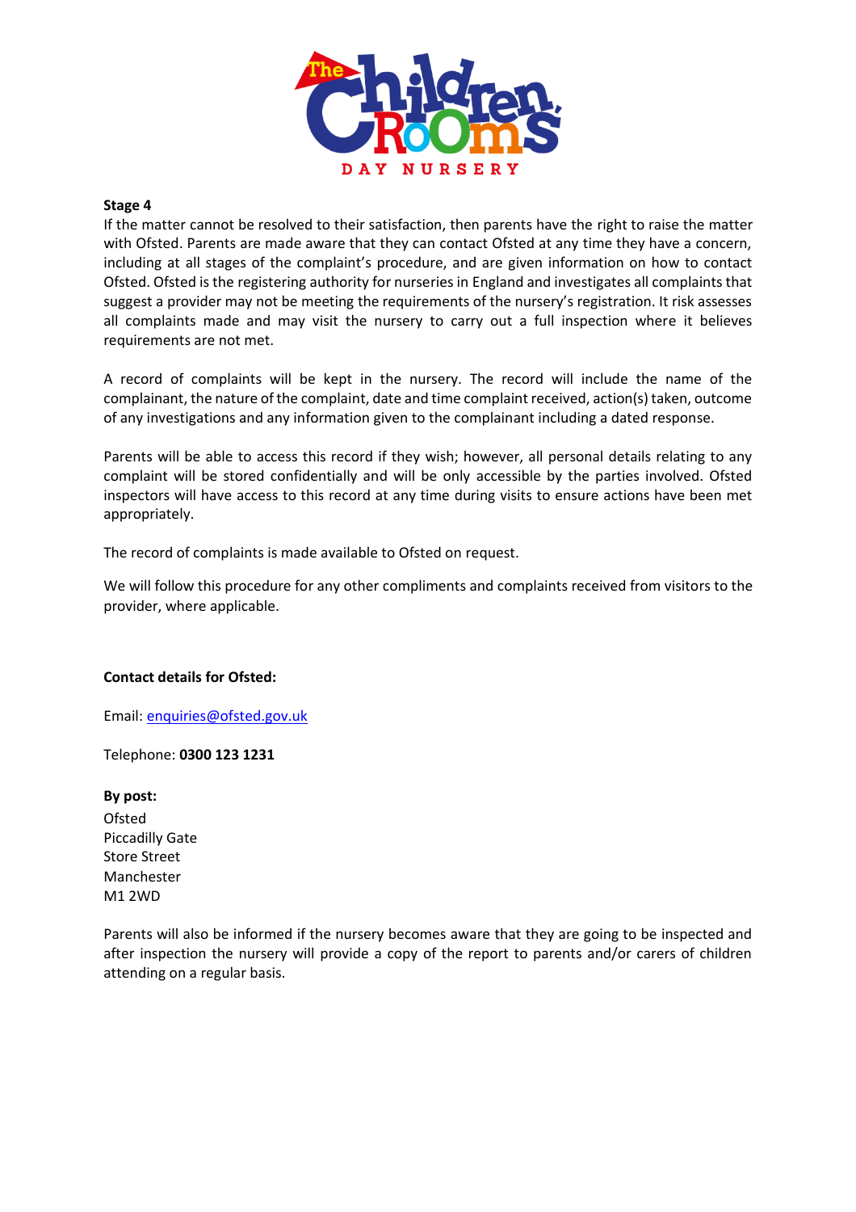**Stage 4**

If the matter cannot be resolved to their satisfaction, then parents have the right to raise the matter with Ofsted. Parents are made aware that they can contact Ofsted at any time they have a concern, including at all stages of the complaint's procedure, and are given information on how to contact Ofsted. Ofsted is the registering authority for nurseries in England and investigates all complaints that suggest a provider may not be meeting the requirements of the nursery's registration. It risk assesses all complaints made and may visit the nursery to carry out a full inspection where it believes requirements are not met.

A record of complaints will be kept in the nursery. The record will include the name of the complainant, the nature of the complaint, date and time complaint received, action(s) taken, outcome of any investigations and any information given to the complainant including a dated response.

Parents will be able to access this record if they wish; however, all personal details relating to any complaint will be stored confidentially and will be only accessible by the parties involved. Ofsted inspectors will have access to this record at any time during visits to ensure actions have been met appropriately.

The record of complaints is made available to Ofsted on request.

We will follow this procedure for any other compliments and complaints received from visitors to the provider, where applicable.

**Contact details for Ofsted:**

Email: enquiries@ofsted.gov.uk

Telephone: **0300 123 1231**

**By post:**
Ofsted
Piccadilly Gate
Store Street
Manchester
M1 2WD

Parents will also be informed if the nursery becomes aware that they are going to be inspected and after inspection the nursery will provide a copy of the report to parents and/or carers of children attending on a regular basis.